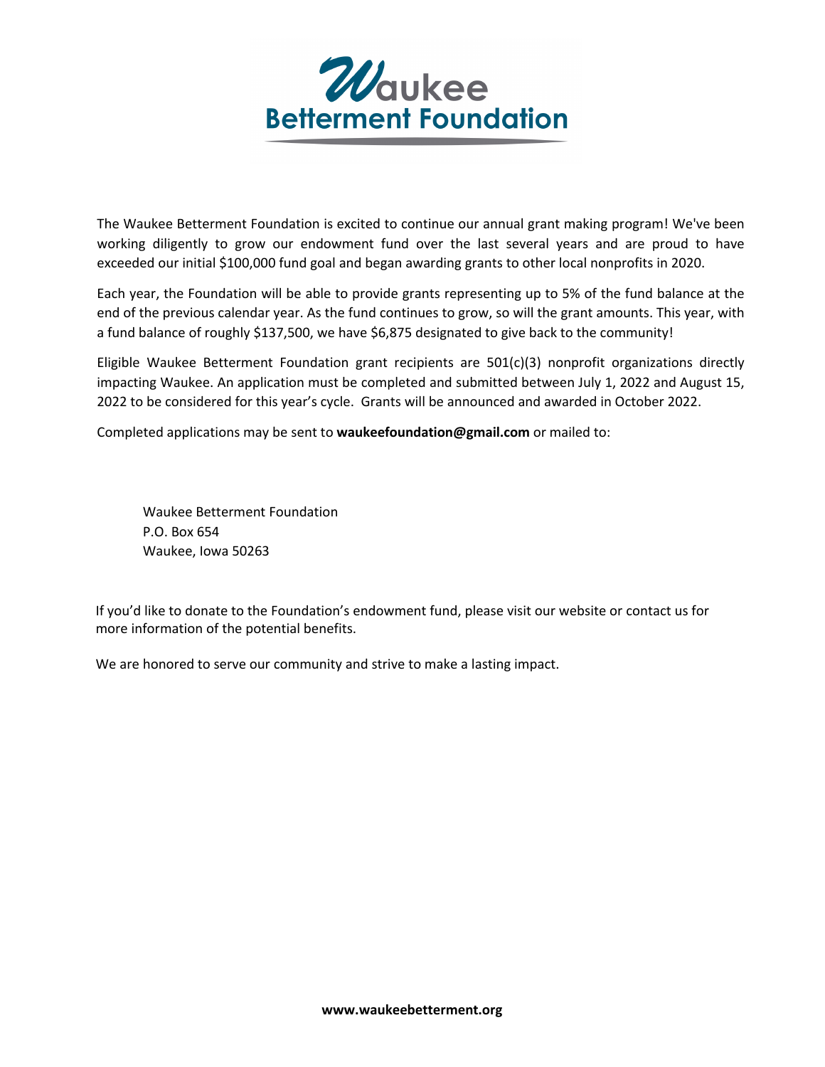# Waukee Betterment Foundation

The Waukee Betterment Foundation is excited to continue our annual grant making program! We've been working diligently to grow our endowment fund over the last several years and are proud to have exceeded our initial $100,000 fund goal and began awarding grants to other local nonprofits in 2020.

Each year, the Foundation will be able to provide grants representing up to 5% of the fund balance at the end of the previous calendar year. As the fund continues to grow, so will the grant amounts. This year, with a fund balance of roughly $137,500, we have $6,875 designated to give back to the community!

Eligible Waukee Betterment Foundation grant recipients are 501(c)(3) nonprofit organizations directly impacting Waukee. An application must be completed and submitted between July 1, 2022 and August 15, 2022 to be considered for this year's cycle. Grants will be announced and awarded in October 2022.

Completed applications may be sent to **waukeefoundation@gmail.com** or mailed to:

> Waukee Betterment Foundation
> P.O. Box 654
> Waukee, Iowa 50263

If you'd like to donate to the Foundation's endowment fund, please visit our website or contact us for more information of the potential benefits.

We are honored to serve our community and strive to make a lasting impact.

**www.waukeebetterment.org**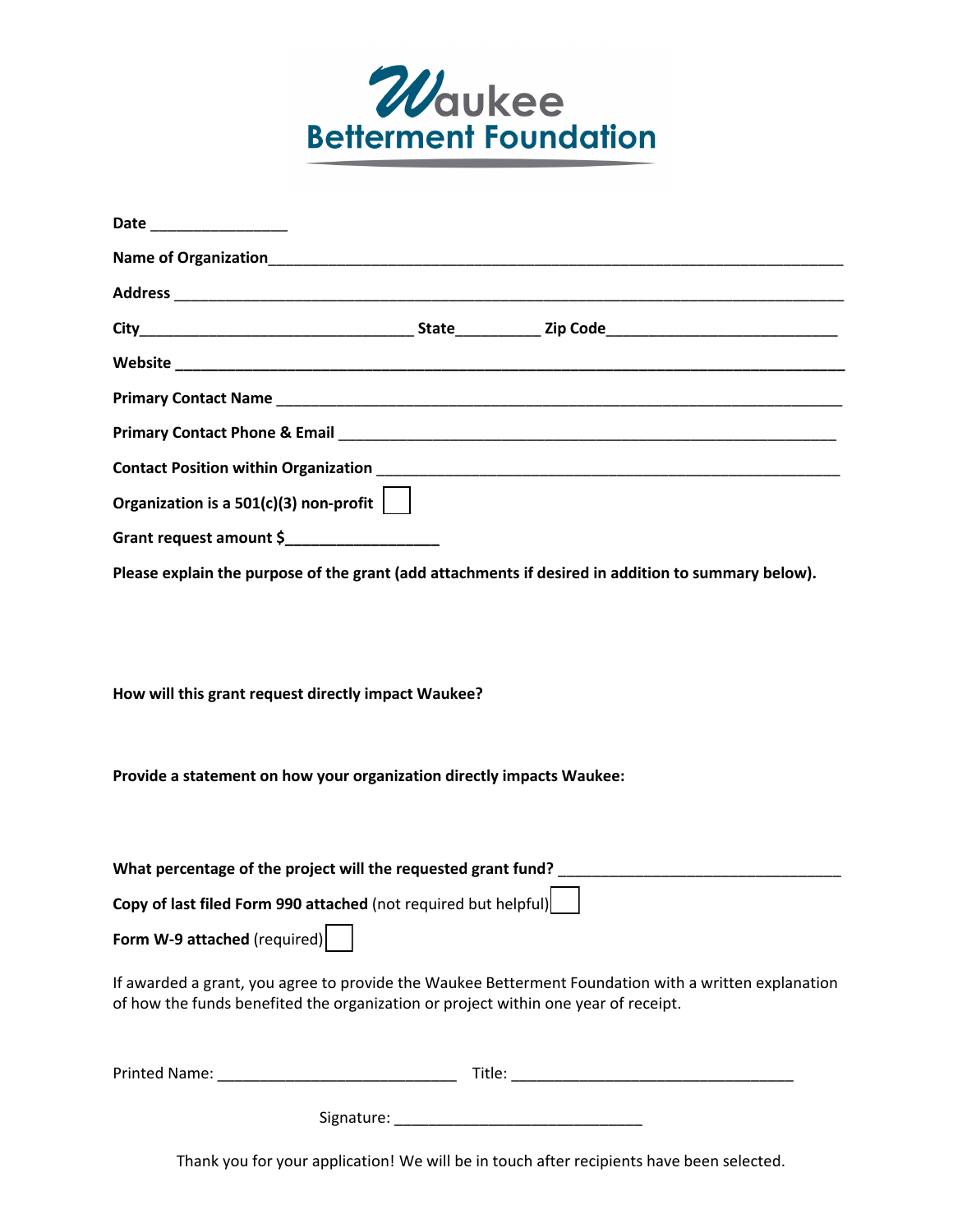# Waukee Betterment Foundation

**Date** ________________

**Name of Organization**______________________________________________________________________

**Address** _____________________________________________________________________________

**City**________________________________ **State**__________ **Zip Code**___________________________

**Website** _____________________________________________________________________________

**Primary Contact Name** ____________________________________________________________________

**Primary Contact Phone & Email** _____________________________________________________________

**Contact Position within Organization** ________________________________________________________

**Organization is a 501(c)(3) non-profit** ☐

**Grant request amount $**__________________

**Please explain the purpose of the grant (add attachments if desired in addition to summary below).**

**How will this grant request directly impact Waukee?**

**Provide a statement on how your organization directly impacts Waukee:**

**What percentage of the project will the requested grant fund?** _________________________________

**Copy of last filed Form 990 attached** (not required but helpful) ☐

**Form W-9 attached** (required) ☐

If awarded a grant, you agree to provide the Waukee Betterment Foundation with a written explanation of how the funds benefited the organization or project within one year of receipt.

Printed Name: ____________________________ Title: _________________________________

Signature: _____________________________

Thank you for your application! We will be in touch after recipients have been selected.